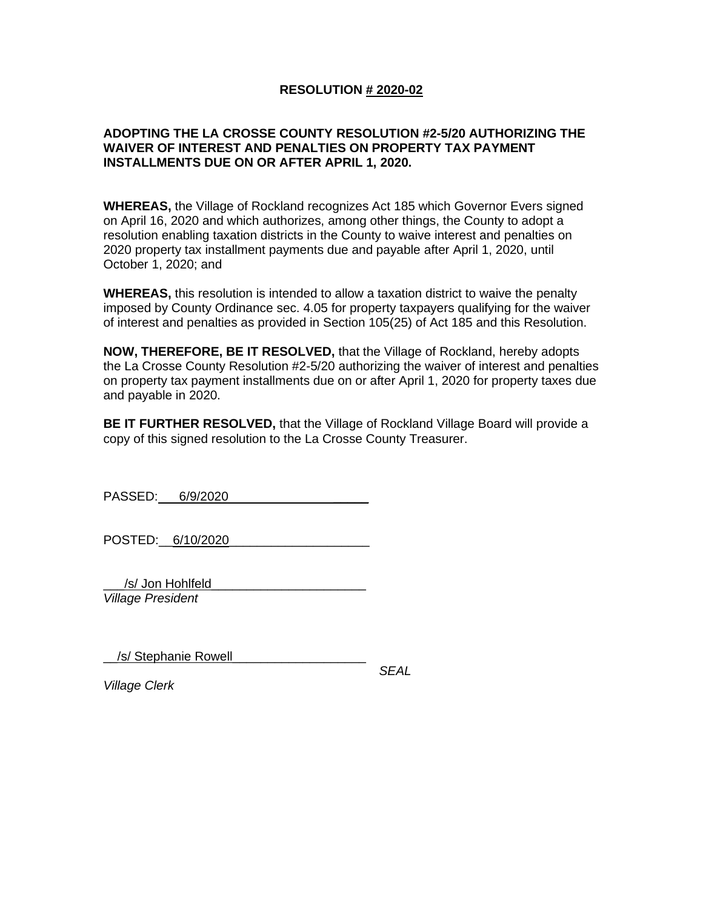# RESOLUTION # 2020-02

**ADOPTING THE LA CROSSE COUNTY RESOLUTION #2-5/20 AUTHORIZING THE WAIVER OF INTEREST AND PENALTIES ON PROPERTY TAX PAYMENT INSTALLMENTS DUE ON OR AFTER APRIL 1, 2020.**

**WHEREAS,** the Village of Rockland recognizes Act 185 which Governor Evers signed on April 16, 2020 and which authorizes, among other things, the County to adopt a resolution enabling taxation districts in the County to waive interest and penalties on 2020 property tax installment payments due and payable after April 1, 2020, until October 1, 2020; and

**WHEREAS,** this resolution is intended to allow a taxation district to waive the penalty imposed by County Ordinance sec. 4.05 for property taxpayers qualifying for the waiver of interest and penalties as provided in Section 105(25) of Act 185 and this Resolution.

**NOW, THEREFORE, BE IT RESOLVED,** that the Village of Rockland, hereby adopts the La Crosse County Resolution #2-5/20 authorizing the waiver of interest and penalties on property tax payment installments due on or after April 1, 2020 for property taxes due and payable in 2020.

**BE IT FURTHER RESOLVED,** that the Village of Rockland Village Board will provide a copy of this signed resolution to the La Crosse County Treasurer.

PASSED: 6/9/2020

POSTED: 6/10/2020

/s/ Jon Hohlfeld
*Village President*

/s/ Stephanie Rowell
*Village Clerk*

*SEAL*